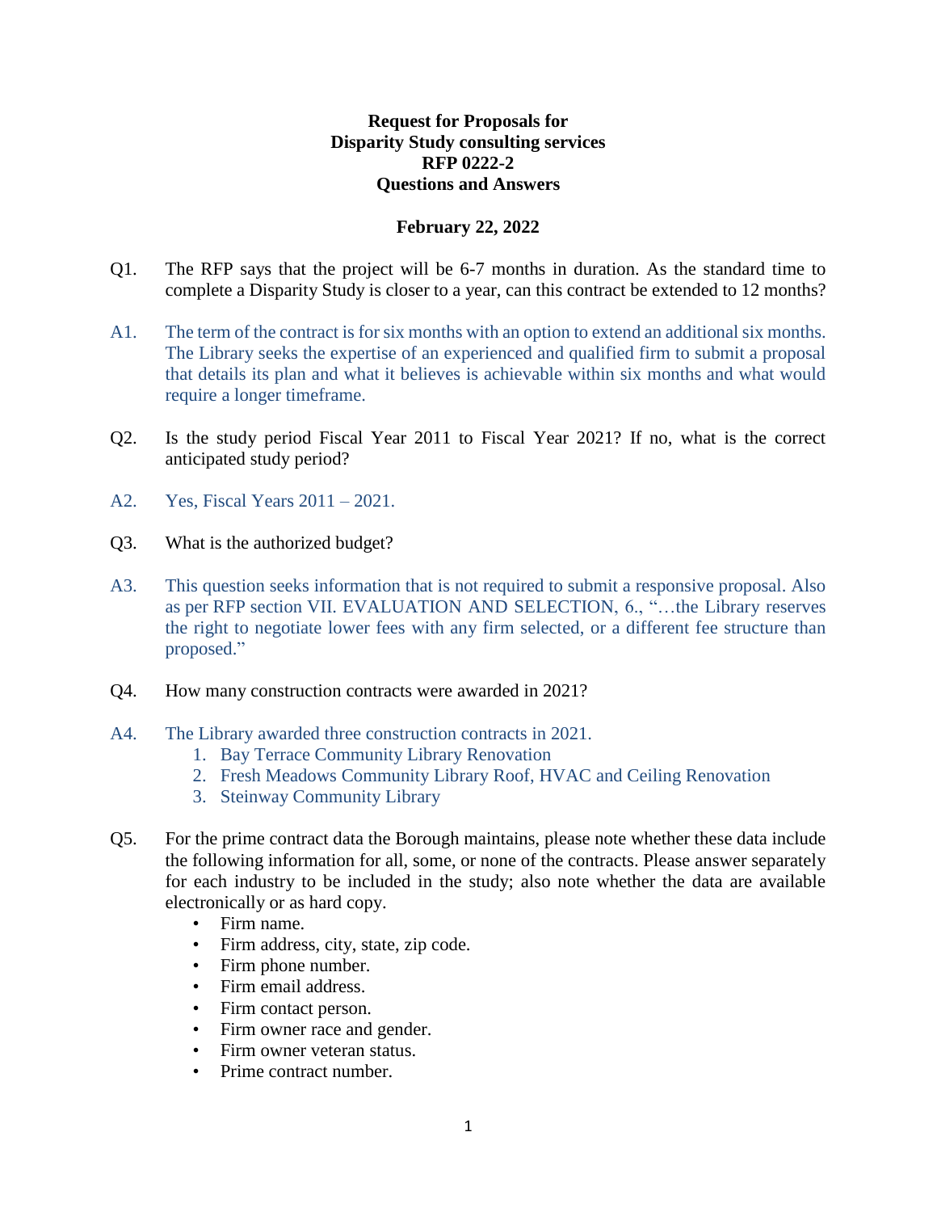**Request for Proposals for**
**Disparity Study consulting services**
**RFP 0222-2**
**Questions and Answers**

**February 22, 2022**

Q1. The RFP says that the project will be 6-7 months in duration. As the standard time to complete a Disparity Study is closer to a year, can this contract be extended to 12 months?

A1. The term of the contract is for six months with an option to extend an additional six months. The Library seeks the expertise of an experienced and qualified firm to submit a proposal that details its plan and what it believes is achievable within six months and what would require a longer timeframe.

Q2. Is the study period Fiscal Year 2011 to Fiscal Year 2021? If no, what is the correct anticipated study period?

A2. Yes, Fiscal Years 2011 – 2021.

Q3. What is the authorized budget?

A3. This question seeks information that is not required to submit a responsive proposal. Also as per RFP section VII. EVALUATION AND SELECTION, 6., "…the Library reserves the right to negotiate lower fees with any firm selected, or a different fee structure than proposed."

Q4. How many construction contracts were awarded in 2021?

A4. The Library awarded three construction contracts in 2021.

1. Bay Terrace Community Library Renovation
2. Fresh Meadows Community Library Roof, HVAC and Ceiling Renovation
3. Steinway Community Library

Q5. For the prime contract data the Borough maintains, please note whether these data include the following information for all, some, or none of the contracts. Please answer separately for each industry to be included in the study; also note whether the data are available electronically or as hard copy.

- Firm name.
- Firm address, city, state, zip code.
- Firm phone number.
- Firm email address.
- Firm contact person.
- Firm owner race and gender.
- Firm owner veteran status.
- Prime contract number.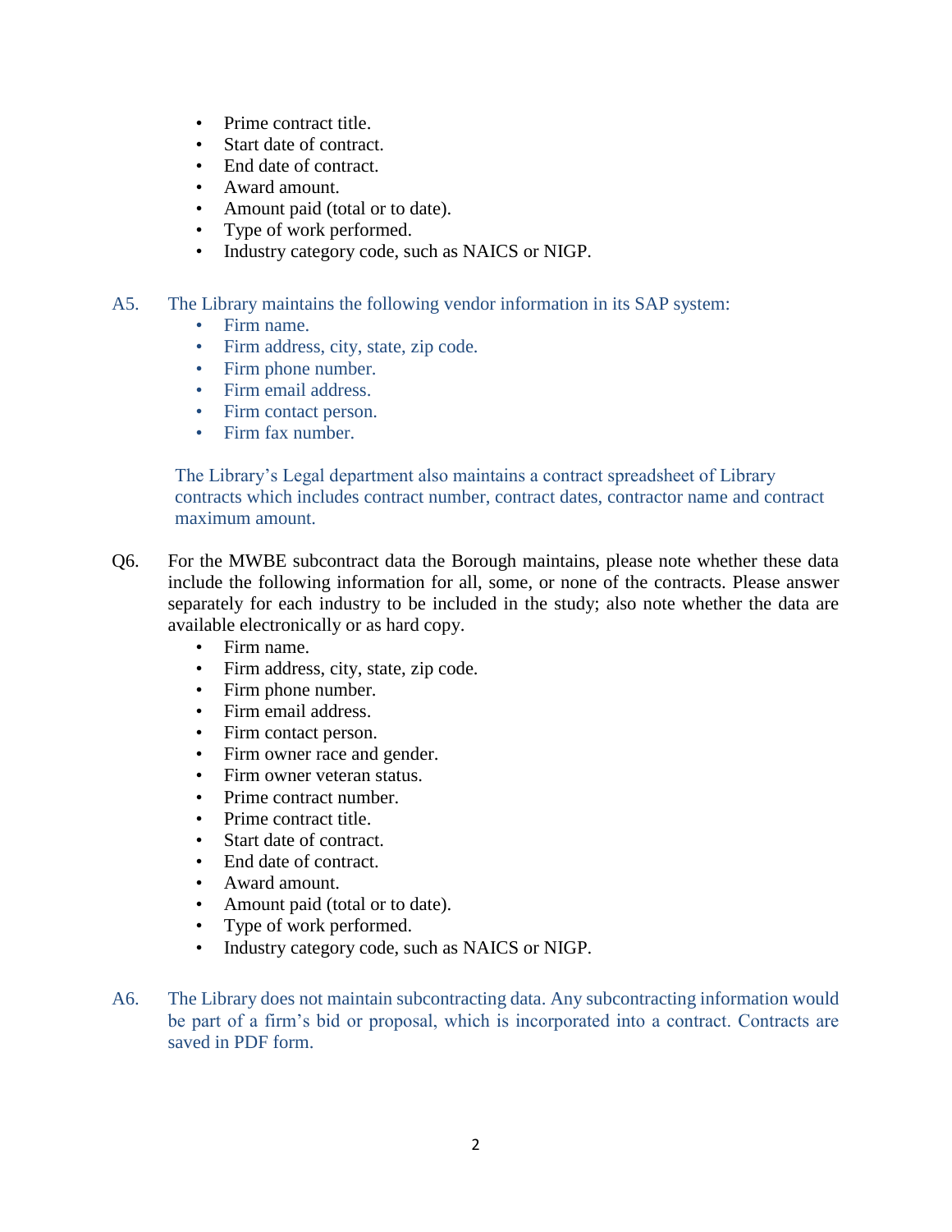- Prime contract title.
- Start date of contract.
- End date of contract.
- Award amount.
- Amount paid (total or to date).
- Type of work performed.
- Industry category code, such as NAICS or NIGP.

A5. The Library maintains the following vendor information in its SAP system:

- Firm name.
- Firm address, city, state, zip code.
- Firm phone number.
- Firm email address.
- Firm contact person.
- Firm fax number.

The Library's Legal department also maintains a contract spreadsheet of Library contracts which includes contract number, contract dates, contractor name and contract maximum amount.

Q6. For the MWBE subcontract data the Borough maintains, please note whether these data include the following information for all, some, or none of the contracts. Please answer separately for each industry to be included in the study; also note whether the data are available electronically or as hard copy.

- Firm name.
- Firm address, city, state, zip code.
- Firm phone number.
- Firm email address.
- Firm contact person.
- Firm owner race and gender.
- Firm owner veteran status.
- Prime contract number.
- Prime contract title.
- Start date of contract.
- End date of contract.
- Award amount.
- Amount paid (total or to date).
- Type of work performed.
- Industry category code, such as NAICS or NIGP.

A6. The Library does not maintain subcontracting data. Any subcontracting information would be part of a firm's bid or proposal, which is incorporated into a contract. Contracts are saved in PDF form.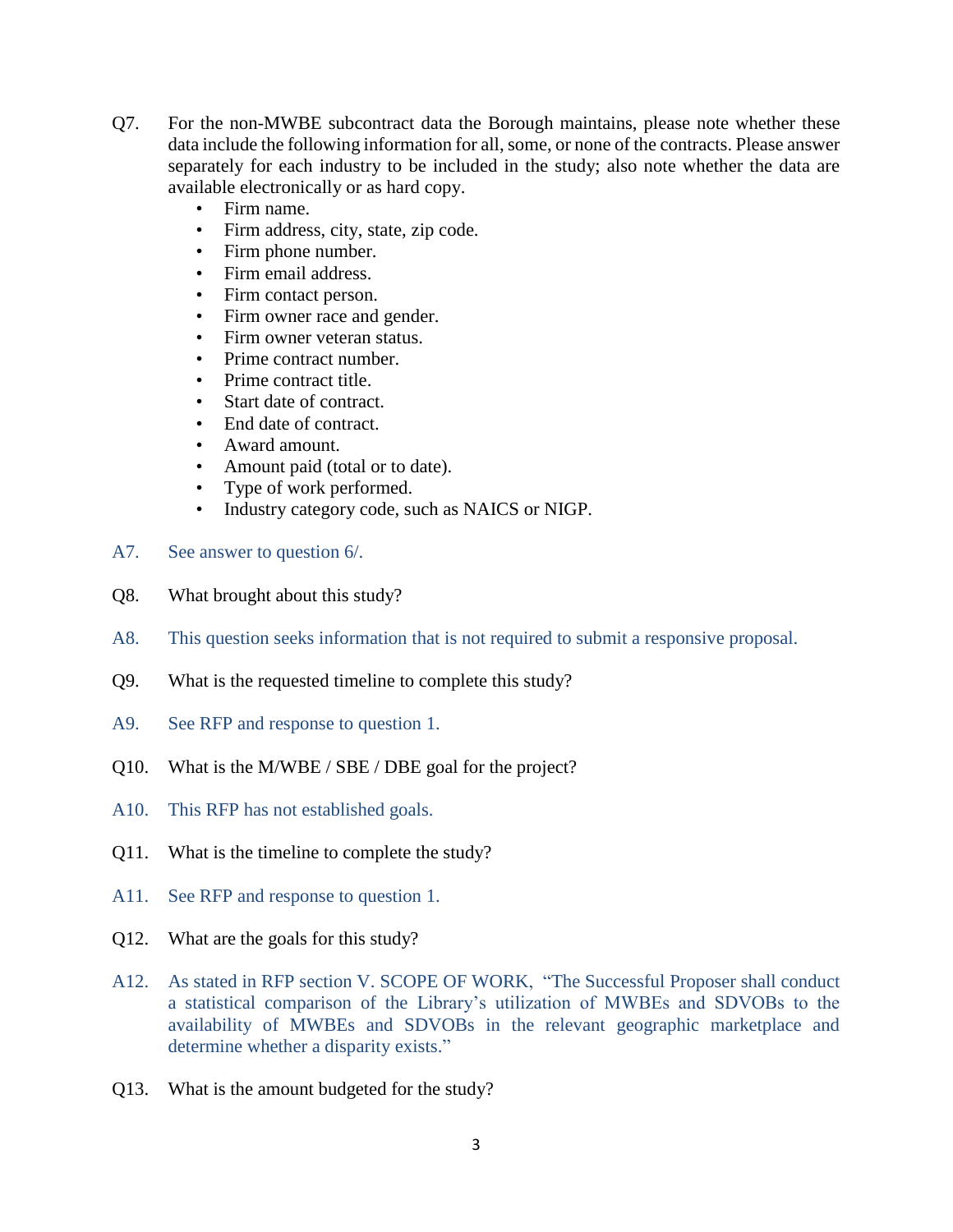Q7. For the non-MWBE subcontract data the Borough maintains, please note whether these data include the following information for all, some, or none of the contracts. Please answer separately for each industry to be included in the study; also note whether the data are available electronically or as hard copy.

- Firm name.
- Firm address, city, state, zip code.
- Firm phone number.
- Firm email address.
- Firm contact person.
- Firm owner race and gender.
- Firm owner veteran status.
- Prime contract number.
- Prime contract title.
- Start date of contract.
- End date of contract.
- Award amount.
- Amount paid (total or to date).
- Type of work performed.
- Industry category code, such as NAICS or NIGP.

A7. See answer to question 6/.

Q8. What brought about this study?

A8. This question seeks information that is not required to submit a responsive proposal.

Q9. What is the requested timeline to complete this study?

A9. See RFP and response to question 1.

Q10. What is the M/WBE / SBE / DBE goal for the project?

A10. This RFP has not established goals.

Q11. What is the timeline to complete the study?

A11. See RFP and response to question 1.

Q12. What are the goals for this study?

A12. As stated in RFP section V. SCOPE OF WORK, "The Successful Proposer shall conduct a statistical comparison of the Library's utilization of MWBEs and SDVOBs to the availability of MWBEs and SDVOBs in the relevant geographic marketplace and determine whether a disparity exists."

Q13. What is the amount budgeted for the study?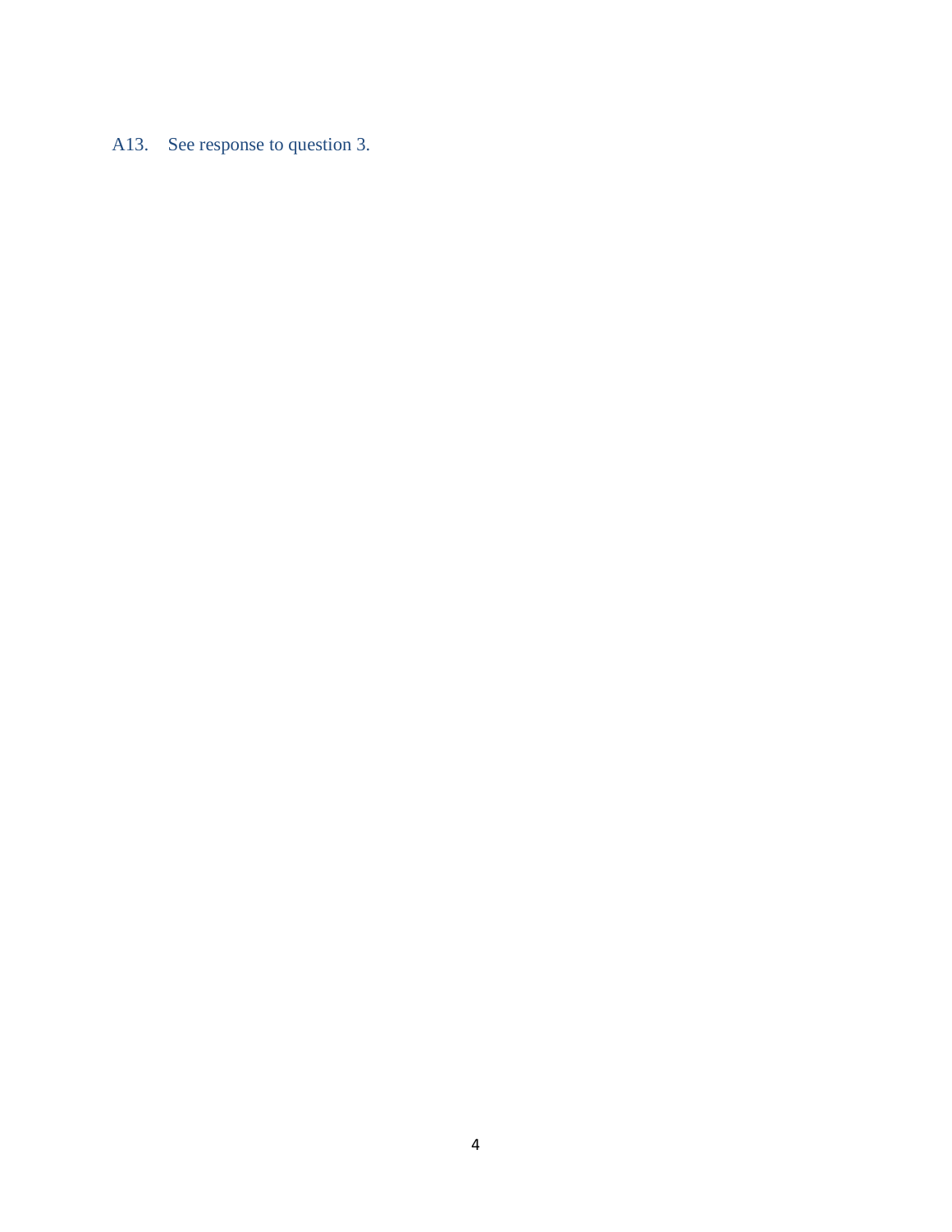A13. See response to question 3.